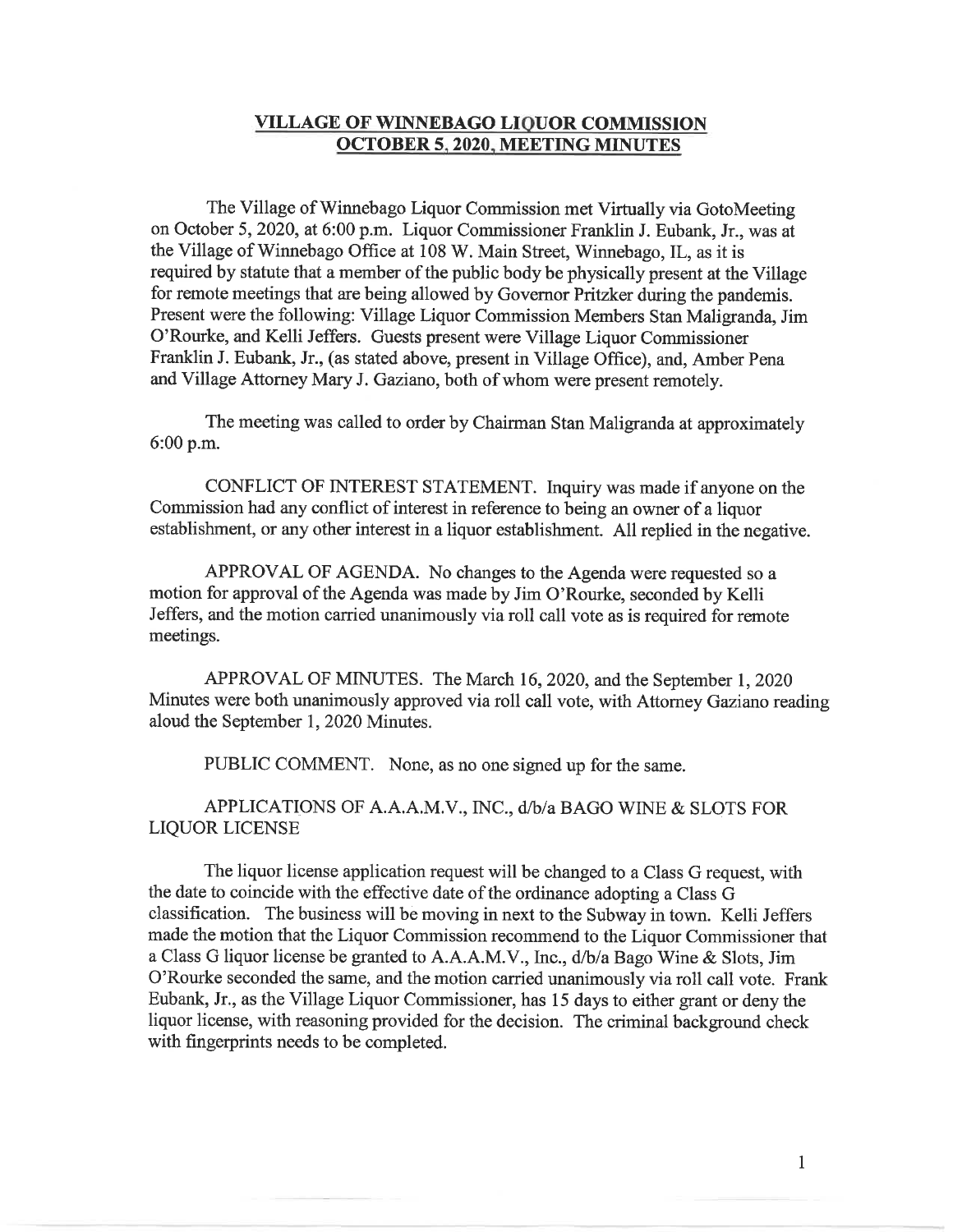# VILLAGE OF WINNEBAGO LIQUOR COMMISSION
# OCTOBER 5, 2020, MEETING MINUTES

The Village of Winnebago Liquor Commission met Virtually via GotoMeeting on October 5, 2020, at 6:00 p.m. Liquor Commissioner Franklin J. Eubank, Jr., was at the Village of Winnebago Office at 108 W. Main Street, Winnebago, IL, as it is required by statute that a member of the public body be physically present at the Village for remote meetings that are being allowed by Governor Pritzker during the pandemis. Present were the following: Village Liquor Commission Members Stan Maligranda, Jim O'Rourke, and Kelli Jeffers. Guests present were Village Liquor Commissioner Franklin J. Eubank, Jr., (as stated above, present in Village Office), and, Amber Pena and Village Attorney Mary J. Gaziano, both of whom were present remotely.

The meeting was called to order by Chairman Stan Maligranda at approximately 6:00 p.m.

CONFLICT OF INTEREST STATEMENT. Inquiry was made if anyone on the Commission had any conflict of interest in reference to being an owner of a liquor establishment, or any other interest in a liquor establishment. All replied in the negative.

APPROVAL OF AGENDA. No changes to the Agenda were requested so a motion for approval of the Agenda was made by Jim O'Rourke, seconded by Kelli Jeffers, and the motion carried unanimously via roll call vote as is required for remote meetings.

APPROVAL OF MINUTES. The March 16, 2020, and the September 1, 2020 Minutes were both unanimously approved via roll call vote, with Attorney Gaziano reading aloud the September 1, 2020 Minutes.

PUBLIC COMMENT. None, as no one signed up for the same.

APPLICATIONS OF A.A.A.M.V., INC., d/b/a BAGO WINE & SLOTS FOR LIQUOR LICENSE

The liquor license application request will be changed to a Class G request, with the date to coincide with the effective date of the ordinance adopting a Class G classification. The business will be moving in next to the Subway in town. Kelli Jeffers made the motion that the Liquor Commission recommend to the Liquor Commissioner that a Class G liquor license be granted to A.A.A.M.V., Inc., d/b/a Bago Wine & Slots, Jim O'Rourke seconded the same, and the motion carried unanimously via roll call vote. Frank Eubank, Jr., as the Village Liquor Commissioner, has 15 days to either grant or deny the liquor license, with reasoning provided for the decision. The criminal background check with fingerprints needs to be completed.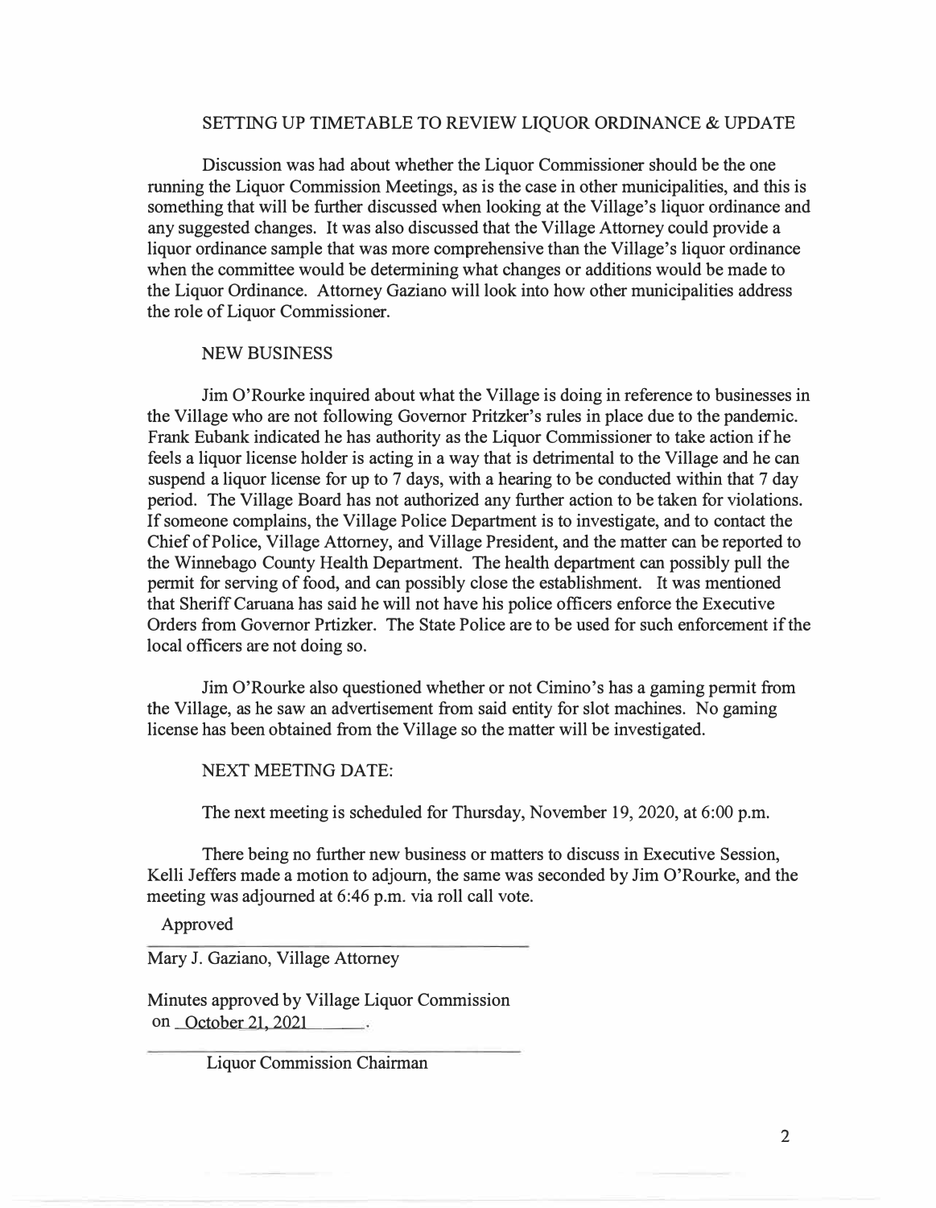## SETTING UP TIMETABLE TO REVIEW LIQUOR ORDINANCE & UPDATE

Discussion was had about whether the Liquor Commissioner should be the one running the Liquor Commission Meetings, as is the case in other municipalities, and this is something that will be further discussed when looking at the Village's liquor ordinance and any suggested changes. It was also discussed that the Village Attorney could provide a liquor ordinance sample that was more comprehensive than the Village's liquor ordinance when the committee would be determining what changes or additions would be made to the Liquor Ordinance. Attorney Gaziano will look into how other municipalities address the role of Liquor Commissioner.

## NEW BUSINESS

Jim O'Rourke inquired about what the Village is doing in reference to businesses in the Village who are not following Governor Pritzker's rules in place due to the pandemic. Frank Eubank indicated he has authority as the Liquor Commissioner to take action if he feels a liquor license holder is acting in a way that is detrimental to the Village and he can suspend a liquor license for up to 7 days, with a hearing to be conducted within that 7 day period. The Village Board has not authorized any further action to be taken for violations. If someone complains, the Village Police Department is to investigate, and to contact the Chief of Police, Village Attorney, and Village President, and the matter can be reported to the Winnebago County Health Department. The health department can possibly pull the permit for serving of food, and can possibly close the establishment. It was mentioned that Sheriff Caruana has said he will not have his police officers enforce the Executive Orders from Governor Prtizker. The State Police are to be used for such enforcement if the local officers are not doing so.

Jim O'Rourke also questioned whether or not Cimino's has a gaming permit from the Village, as he saw an advertisement from said entity for slot machines. No gaming license has been obtained from the Village so the matter will be investigated.

## NEXT MEETING DATE:

The next meeting is scheduled for Thursday, November 19, 2020, at 6:00 p.m.

There being no further new business or matters to discuss in Executive Session, Kelli Jeffers made a motion to adjourn, the same was seconded by Jim O'Rourke, and the meeting was adjourned at 6:46 p.m. via roll call vote.

Approved

Mary J. Gaziano, Village Attorney

Minutes approved by Village Liquor Commission on October 21, 2021.

Liquor Commission Chairman